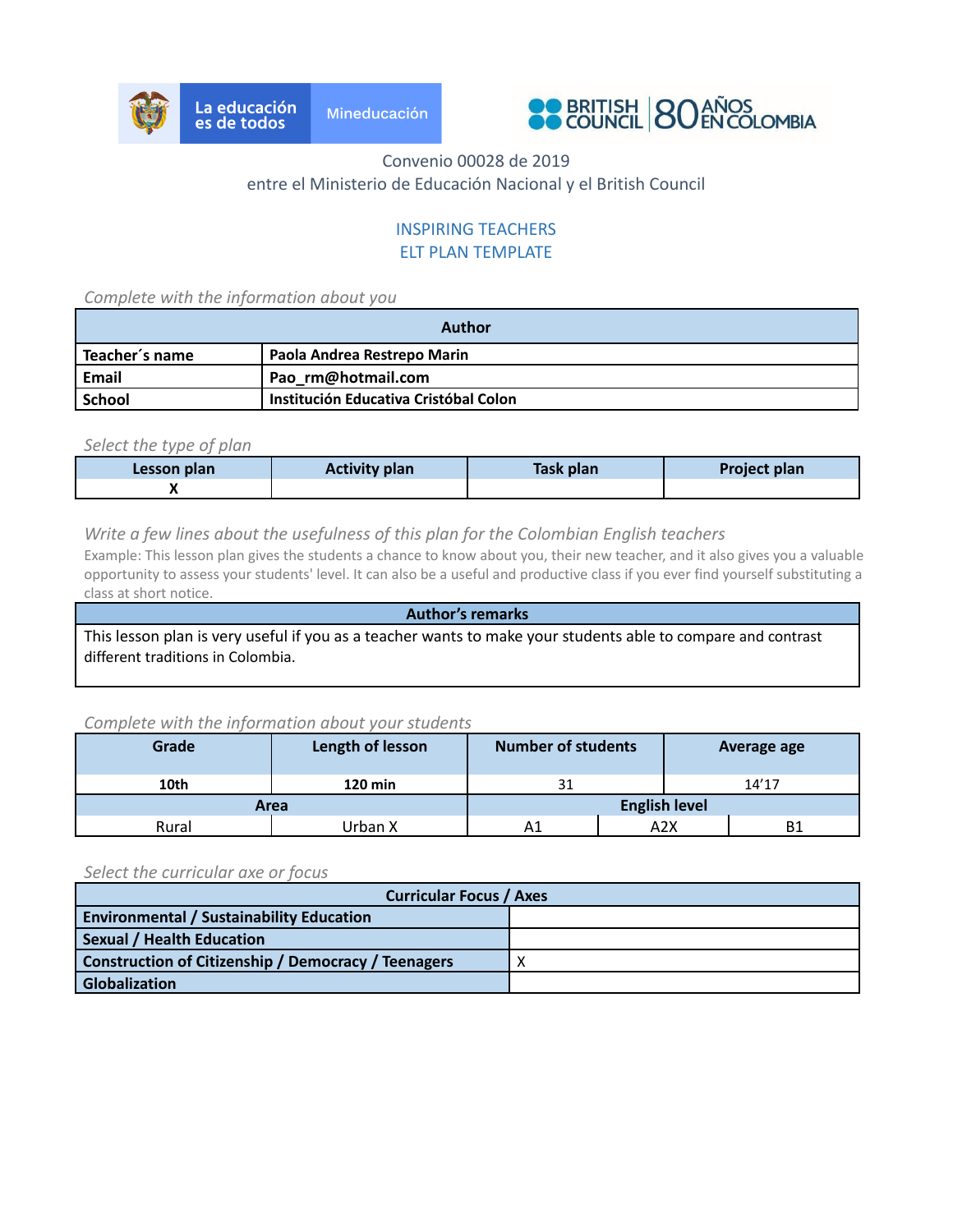Convenio 00028 de 2019
entre el Ministerio de Educación Nacional y el British Council

INSPIRING TEACHERS
ELT PLAN TEMPLATE

*Complete with the information about you*

| Author | |
|---|---|
| **Teacher´s name** | **Paola Andrea Restrepo Marin** |
| **Email** | **Pao_rm@hotmail.com** |
| **School** | **Institución Educativa Cristóbal Colon** |

*Select the type of plan*

| Lesson plan | Activity plan | Task plan | Project plan |
|---|---|---|---|
| X | | | |

*Write a few lines about the usefulness of this plan for the Colombian English teachers*

Example: This lesson plan gives the students a chance to know about you, their new teacher, and it also gives you a valuable opportunity to assess your students' level. It can also be a useful and productive class if you ever find yourself substituting a class at short notice.

| Author's remarks |
|---|
| This lesson plan is very useful if you as a teacher wants to make your students able to compare and contrast different traditions in Colombia. |

*Complete with the information about your students*

| Grade | Length of lesson | Number of students | | Average age | |
|---|---|---|---|---|---|
| **10th** | **120 min** | 31 | | 14'17 | |
| **Area** | | **English level** | | | |
| Rural | Urban X | A1 | A2X | | B1 |

*Select the curricular axe or focus*

| Curricular Focus / Axes | |
|---|---|
| **Environmental / Sustainability Education** | |
| **Sexual / Health Education** | |
| **Construction of Citizenship / Democracy / Teenagers** | X |
| **Globalization** | |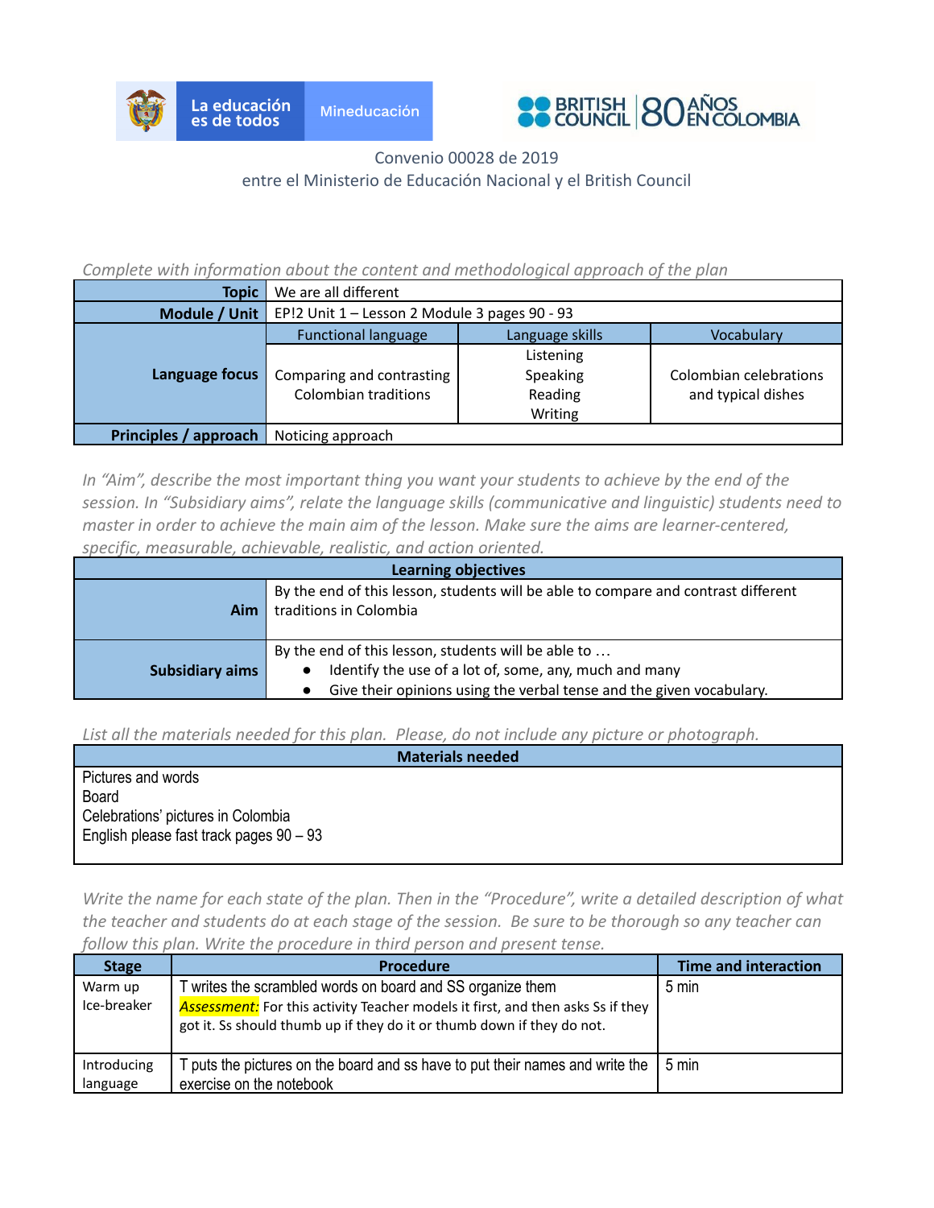La educación es de todos | Mineducación

BRITISH COUNCIL | 80 AÑOS EN COLOMBIA

Convenio 00028 de 2019
entre el Ministerio de Educación Nacional y el British Council

*Complete with information about the content and methodological approach of the plan*

| | | | |
|---|---|---|---|
| **Topic** | We are all different | | |
| **Module / Unit** | EP!2 Unit 1 – Lesson 2 Module 3 pages 90 - 93 | | |
| **Language focus** | Functional language | Language skills | Vocabulary |
| | Comparing and contrasting Colombian traditions | Listening<br>Speaking<br>Reading<br>Writing | Colombian celebrations and typical dishes |
| **Principles / approach** | Noticing approach | | |

*In "Aim", describe the most important thing you want your students to achieve by the end of the session. In "Subsidiary aims", relate the language skills (communicative and linguistic) students need to master in order to achieve the main aim of the lesson. Make sure the aims are learner-centered, specific, measurable, achievable, realistic, and action oriented.*

| **Learning objectives** | |
|---|---|
| **Aim** | By the end of this lesson, students will be able to compare and contrast different traditions in Colombia |
| **Subsidiary aims** | By the end of this lesson, students will be able to …<br>● Identify the use of a lot of, some, any, much and many<br>● Give their opinions using the verbal tense and the given vocabulary. |

*List all the materials needed for this plan. Please, do not include any picture or photograph.*

| **Materials needed** |
|---|
| Pictures and words<br>Board<br>Celebrations' pictures in Colombia<br>English please fast track pages 90 – 93 |

*Write the name for each state of the plan. Then in the "Procedure", write a detailed description of what the teacher and students do at each stage of the session. Be sure to be thorough so any teacher can follow this plan. Write the procedure in third person and present tense.*

| Stage | Procedure | Time and interaction |
|---|---|---|
| Warm up<br>Ice-breaker | T writes the scrambled words on board and SS organize them<br>*Assessment:* For this activity Teacher models it first, and then asks Ss if they got it. Ss should thumb up if they do it or thumb down if they do not. | 5 min |
| Introducing language | T puts the pictures on the board and ss have to put their names and write the exercise on the notebook | 5 min |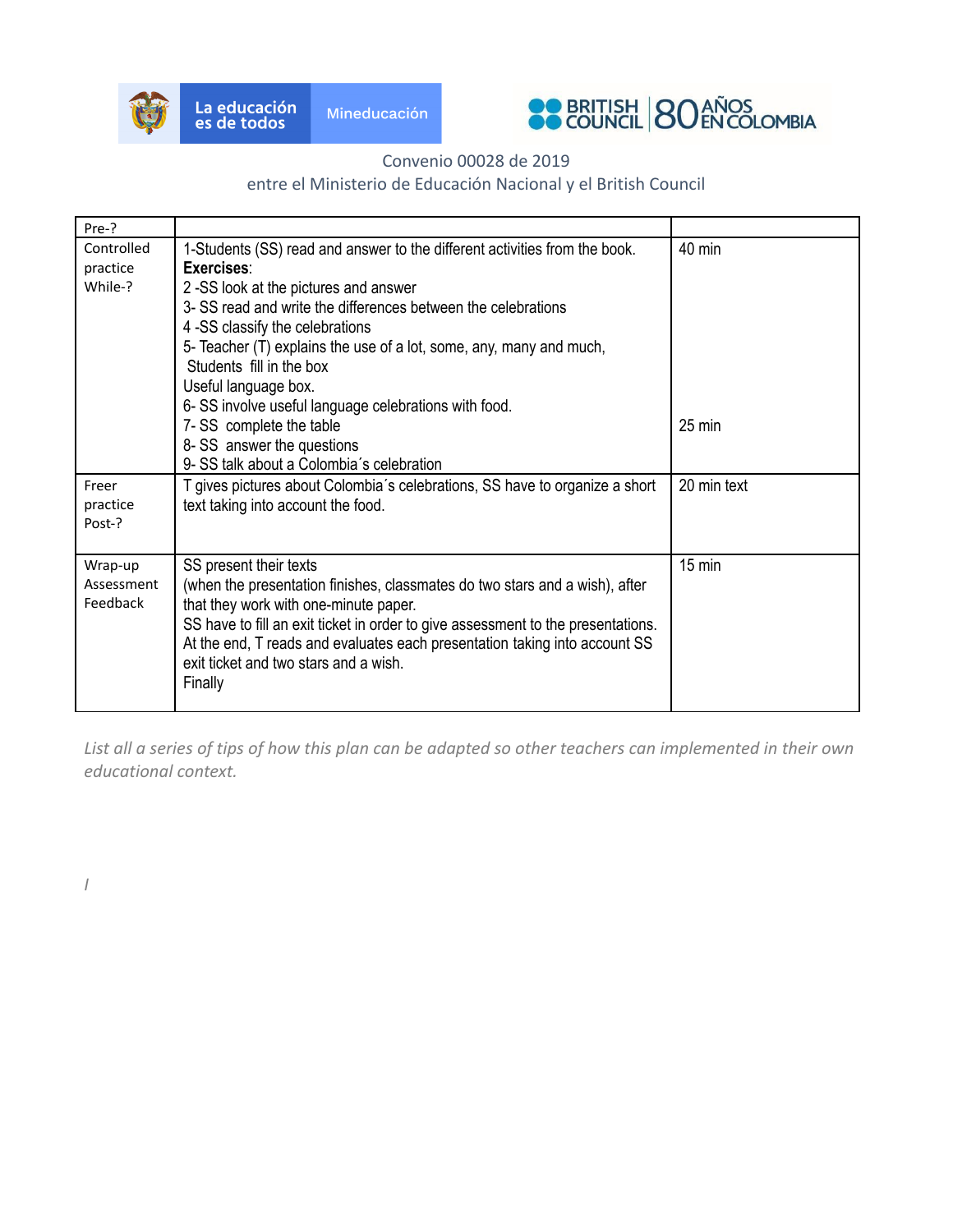Convenio 00028 de 2019
entre el Ministerio de Educación Nacional y el British Council

| Pre-? | | |
|---|---|---|
| Controlled practice While-? | 1-Students (SS) read and answer to the different activities from the book.<br>**Exercises**:<br>2 -SS look at the pictures and answer<br>3- SS read and write the differences between the celebrations<br>4 -SS classify the celebrations<br>5- Teacher (T) explains the use of a lot, some, any, many and much, Students fill in the box<br>Useful language box.<br>6- SS involve useful language celebrations with food.<br>7- SS complete the table<br>8- SS answer the questions<br>9- SS talk about a Colombia´s celebration | 40 min<br><br><br><br><br><br><br><br><br>25 min |
| Freer practice Post-? | T gives pictures about Colombia´s celebrations, SS have to organize a short text taking into account the food. | 20 min text |
| Wrap-up Assessment Feedback | SS present their texts<br>(when the presentation finishes, classmates do two stars and a wish), after that they work with one-minute paper.<br>SS have to fill an exit ticket in order to give assessment to the presentations.<br>At the end, T reads and evaluates each presentation taking into account SS exit ticket and two stars and a wish.<br>Finally | 15 min |

*List all a series of tips of how this plan can be adapted so other teachers can implemented in their own educational context.*

*I*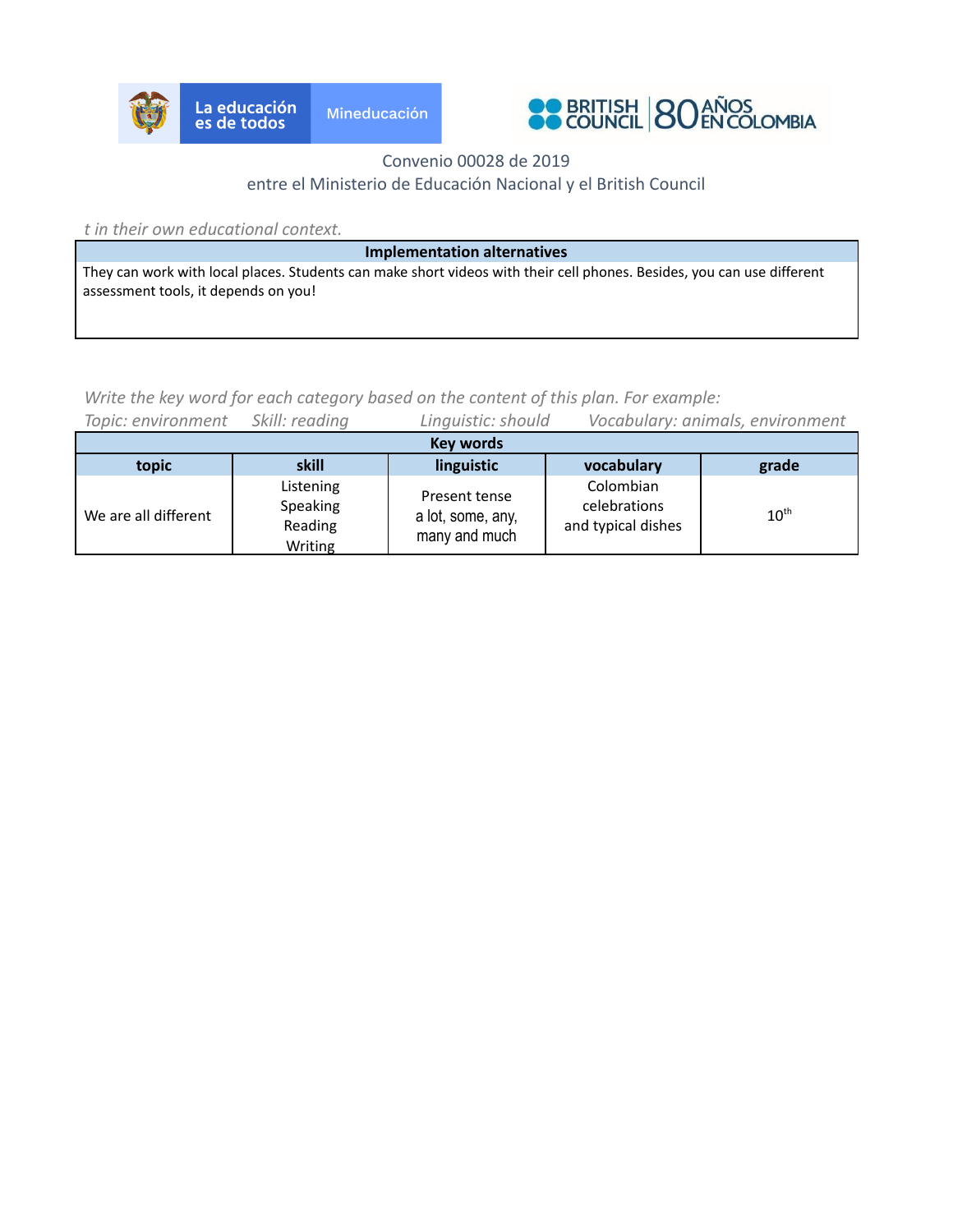Convenio 00028 de 2019
entre el Ministerio de Educación Nacional y el British Council

*t in their own educational context.*

| Implementation alternatives |
|---|
| They can work with local places. Students can make short videos with their cell phones. Besides, you can use different assessment tools, it depends on you! |

*Write the key word for each category based on the content of this plan. For example:*
*Topic: environment   Skill: reading   Linguistic: should   Vocabulary: animals, environment*

| Key words | | | | |
|---|---|---|---|---|
| **topic** | **skill** | **linguistic** | **vocabulary** | **grade** |
| We are all different | Listening<br>Speaking<br>Reading<br>Writing | Present tense<br>a lot, some, any, many and much | Colombian celebrations and typical dishes | 10th |